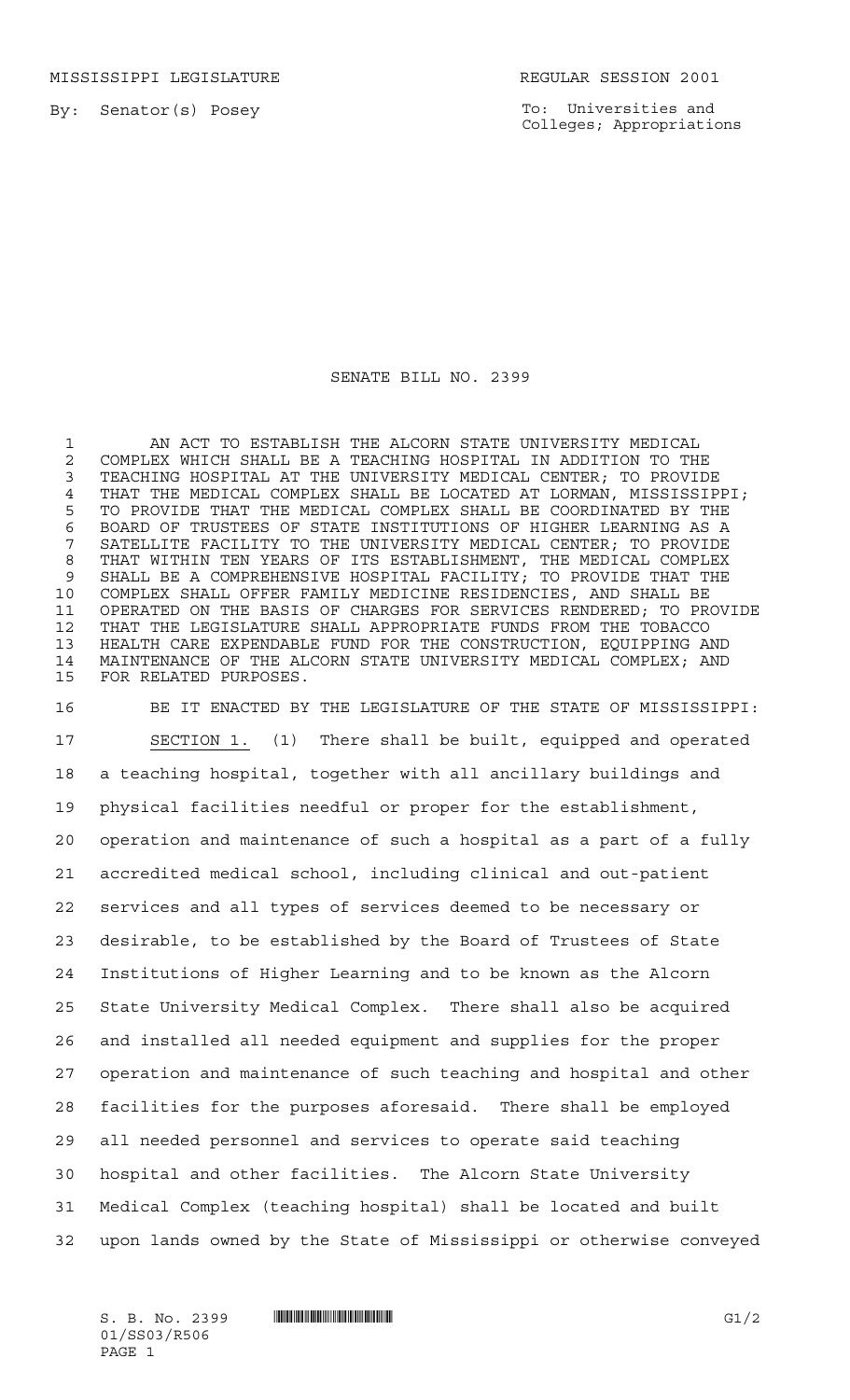MISSISSIPPI LEGISLATURE REGULAR SESSION 2001

By: Senator(s) Posey

To: Universities and Colleges; Appropriations

# SENATE BILL NO. 2399

AN ACT TO ESTABLISH THE ALCORN STATE UNIVERSITY MEDICAL COMPLEX WHICH SHALL BE A TEACHING HOSPITAL IN ADDITION TO THE TEACHING HOSPITAL AT THE UNIVERSITY MEDICAL CENTER; TO PROVIDE THAT THE MEDICAL COMPLEX SHALL BE LOCATED AT LORMAN, MISSISSIPPI; TO PROVIDE THAT THE MEDICAL COMPLEX SHALL BE COORDINATED BY THE BOARD OF TRUSTEES OF STATE INSTITUTIONS OF HIGHER LEARNING AS A SATELLITE FACILITY TO THE UNIVERSITY MEDICAL CENTER; TO PROVIDE THAT WITHIN TEN YEARS OF ITS ESTABLISHMENT, THE MEDICAL COMPLEX SHALL BE A COMPREHENSIVE HOSPITAL FACILITY; TO PROVIDE THAT THE COMPLEX SHALL OFFER FAMILY MEDICINE RESIDENCIES, AND SHALL BE OPERATED ON THE BASIS OF CHARGES FOR SERVICES RENDERED; TO PROVIDE THAT THE LEGISLATURE SHALL APPROPRIATE FUNDS FROM THE TOBACCO HEALTH CARE EXPENDABLE FUND FOR THE CONSTRUCTION, EQUIPPING AND MAINTENANCE OF THE ALCORN STATE UNIVERSITY MEDICAL COMPLEX; AND FOR RELATED PURPOSES.

BE IT ENACTED BY THE LEGISLATURE OF THE STATE OF MISSISSIPPI:

SECTION 1. (1) There shall be built, equipped and operated a teaching hospital, together with all ancillary buildings and physical facilities needful or proper for the establishment, operation and maintenance of such a hospital as a part of a fully accredited medical school, including clinical and out-patient services and all types of services deemed to be necessary or desirable, to be established by the Board of Trustees of State Institutions of Higher Learning and to be known as the Alcorn State University Medical Complex. There shall also be acquired and installed all needed equipment and supplies for the proper operation and maintenance of such teaching and hospital and other facilities for the purposes aforesaid. There shall be employed all needed personnel and services to operate said teaching hospital and other facilities. The Alcorn State University Medical Complex (teaching hospital) shall be located and built upon lands owned by the State of Mississippi or otherwise conveyed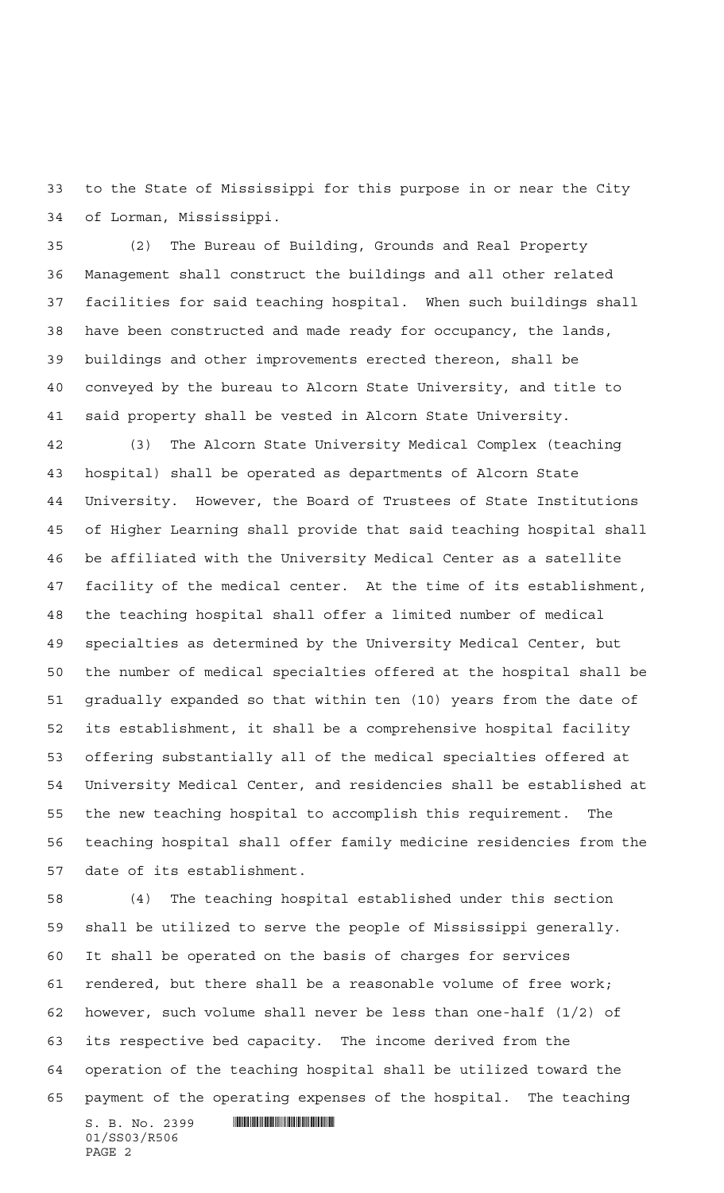to the State of Mississippi for this purpose in or near the City of Lorman, Mississippi.

(2) The Bureau of Building, Grounds and Real Property Management shall construct the buildings and all other related facilities for said teaching hospital. When such buildings shall have been constructed and made ready for occupancy, the lands, buildings and other improvements erected thereon, shall be conveyed by the bureau to Alcorn State University, and title to said property shall be vested in Alcorn State University.

(3) The Alcorn State University Medical Complex (teaching hospital) shall be operated as departments of Alcorn State University. However, the Board of Trustees of State Institutions of Higher Learning shall provide that said teaching hospital shall be affiliated with the University Medical Center as a satellite facility of the medical center. At the time of its establishment, the teaching hospital shall offer a limited number of medical specialties as determined by the University Medical Center, but the number of medical specialties offered at the hospital shall be gradually expanded so that within ten (10) years from the date of its establishment, it shall be a comprehensive hospital facility offering substantially all of the medical specialties offered at University Medical Center, and residencies shall be established at the new teaching hospital to accomplish this requirement. The teaching hospital shall offer family medicine residencies from the date of its establishment.

(4) The teaching hospital established under this section shall be utilized to serve the people of Mississippi generally. It shall be operated on the basis of charges for services rendered, but there shall be a reasonable volume of free work; however, such volume shall never be less than one-half (1/2) of its respective bed capacity. The income derived from the operation of the teaching hospital shall be utilized toward the payment of the operating expenses of the hospital. The teaching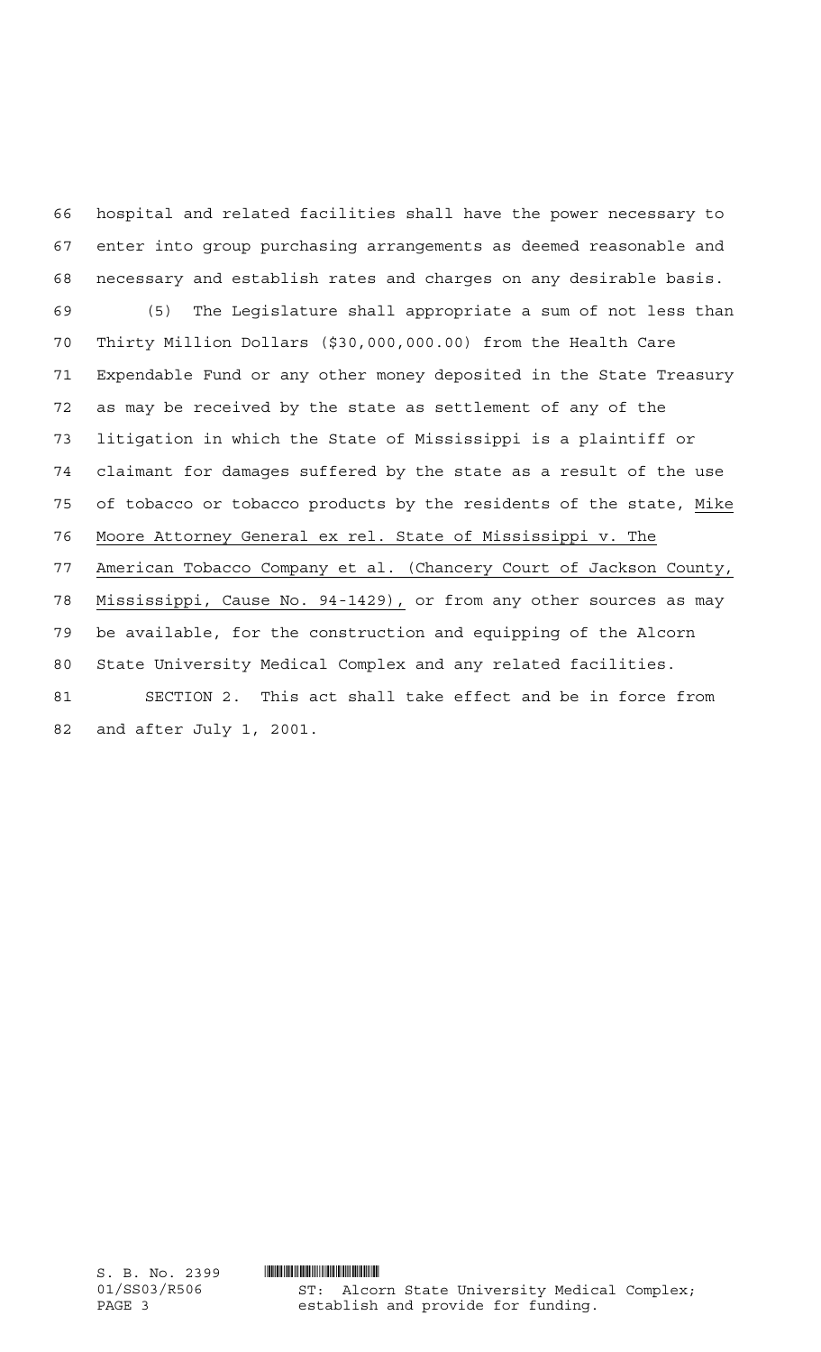hospital and related facilities shall have the power necessary to enter into group purchasing arrangements as deemed reasonable and necessary and establish rates and charges on any desirable basis.

(5) The Legislature shall appropriate a sum of not less than Thirty Million Dollars ($30,000,000.00) from the Health Care Expendable Fund or any other money deposited in the State Treasury as may be received by the state as settlement of any of the litigation in which the State of Mississippi is a plaintiff or claimant for damages suffered by the state as a result of the use of tobacco or tobacco products by the residents of the state, Mike Moore Attorney General ex rel. State of Mississippi v. The American Tobacco Company et al. (Chancery Court of Jackson County, Mississippi, Cause No. 94-1429), or from any other sources as may be available, for the construction and equipping of the Alcorn State University Medical Complex and any related facilities.

SECTION 2. This act shall take effect and be in force from and after July 1, 2001.

S. B. No. 2399
01/SS03/R506
ST: Alcorn State University Medical Complex; establish and provide for funding.